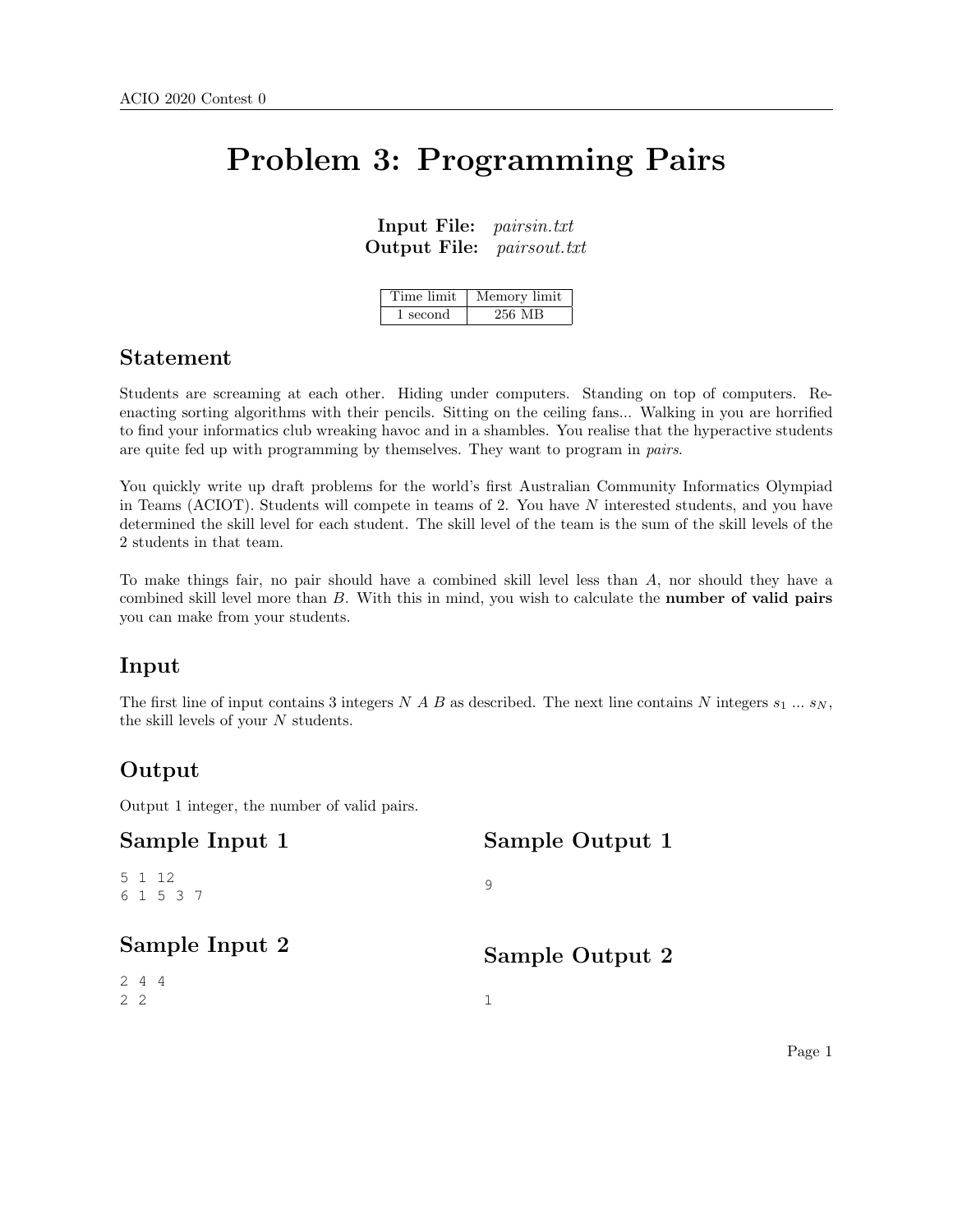# Problem 3: Programming Pairs

**Input File:** *pairsin.txt*
**Output File:** *pairsout.txt*

| Time limit | Memory limit |
| --- | --- |
| 1 second | 256 MB |

## Statement

Students are screaming at each other. Hiding under computers. Standing on top of computers. Re-enacting sorting algorithms with their pencils. Sitting on the ceiling fans... Walking in you are horrified to find your informatics club wreaking havoc and in a shambles. You realise that the hyperactive students are quite fed up with programming by themselves. They want to program in *pairs*.

You quickly write up draft problems for the world's first Australian Community Informatics Olympiad in Teams (ACIOT). Students will compete in teams of 2. You have $N$ interested students, and you have determined the skill level for each student. The skill level of the team is the sum of the skill levels of the 2 students in that team.

To make things fair, no pair should have a combined skill level less than $A$, nor should they have a combined skill level more than $B$. With this in mind, you wish to calculate the **number of valid pairs** you can make from your students.

## Input

The first line of input contains 3 integers $N$ $A$ $B$ as described. The next line contains $N$ integers $s_1$ ... $s_N$, the skill levels of your $N$ students.

## Output

Output 1 integer, the number of valid pairs.

## Sample Input 1

```
5 1 12
6 1 5 3 7
```

## Sample Output 1

```
9
```

## Sample Input 2

```
2 4 4
2 2
```

## Sample Output 2

```
1
```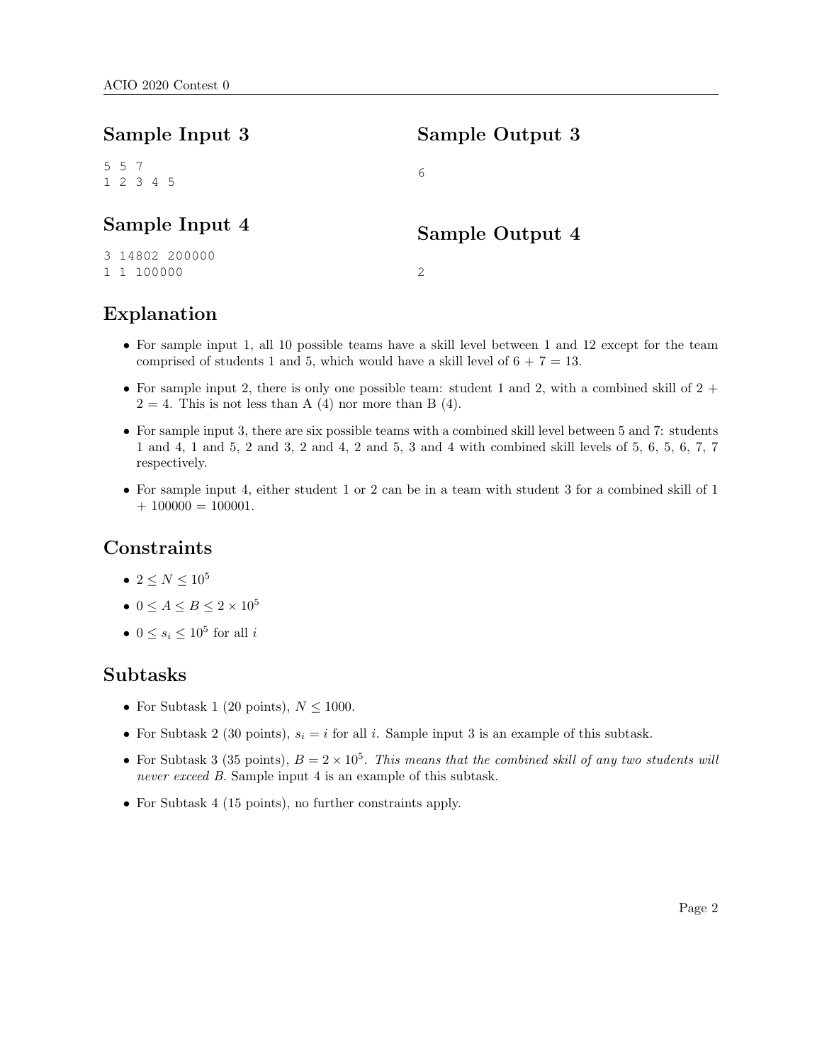## Sample Input 3

```
5 5 7
1 2 3 4 5
```

## Sample Output 3

```
6
```

## Sample Input 4

```
3 14802 200000
1 1 100000
```

## Sample Output 4

```
2
```

## Explanation

- For sample input 1, all 10 possible teams have a skill level between 1 and 12 except for the team comprised of students 1 and 5, which would have a skill level of 6 + 7 = 13.
- For sample input 2, there is only one possible team: student 1 and 2, with a combined skill of 2 + 2 = 4. This is not less than A (4) nor more than B (4).
- For sample input 3, there are six possible teams with a combined skill level between 5 and 7: students 1 and 4, 1 and 5, 2 and 3, 2 and 4, 2 and 5, 3 and 4 with combined skill levels of 5, 6, 5, 6, 7, 7 respectively.
- For sample input 4, either student 1 or 2 can be in a team with student 3 for a combined skill of 1 + 100000 = 100001.

## Constraints

- $2 \leq N \leq 10^5$
- $0 \leq A \leq B \leq 2 \times 10^5$
- $0 \leq s_i \leq 10^5$ for all $i$

## Subtasks

- For Subtask 1 (20 points), $N \leq 1000$.
- For Subtask 2 (30 points), $s_i = i$ for all $i$. Sample input 3 is an example of this subtask.
- For Subtask 3 (35 points), $B = 2 \times 10^5$. *This means that the combined skill of any two students will never exceed B.* Sample input 4 is an example of this subtask.
- For Subtask 4 (15 points), no further constraints apply.